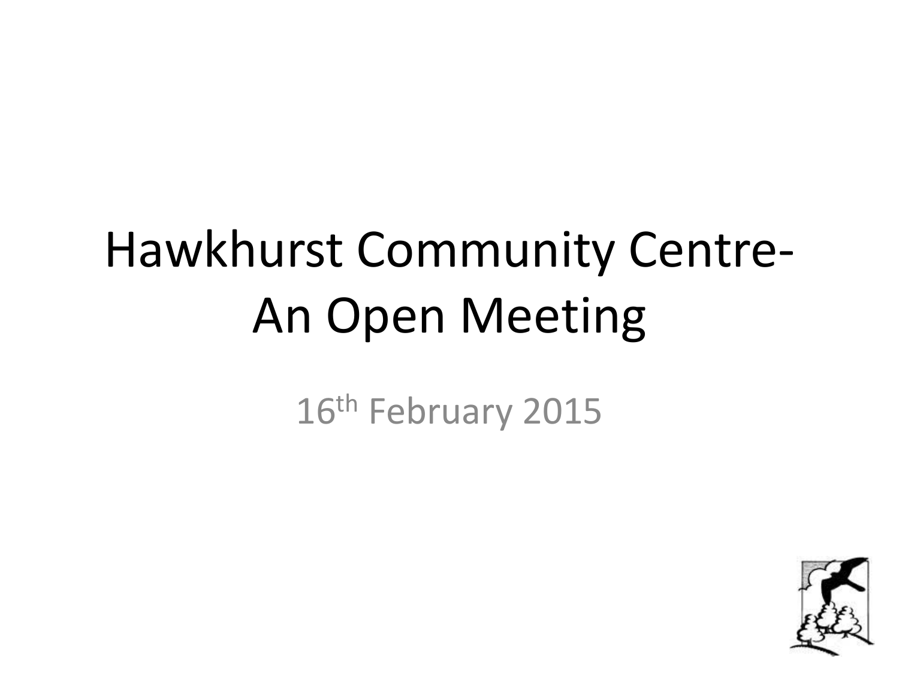# Hawkhurst Community Centre- An Open Meeting

16th February 2015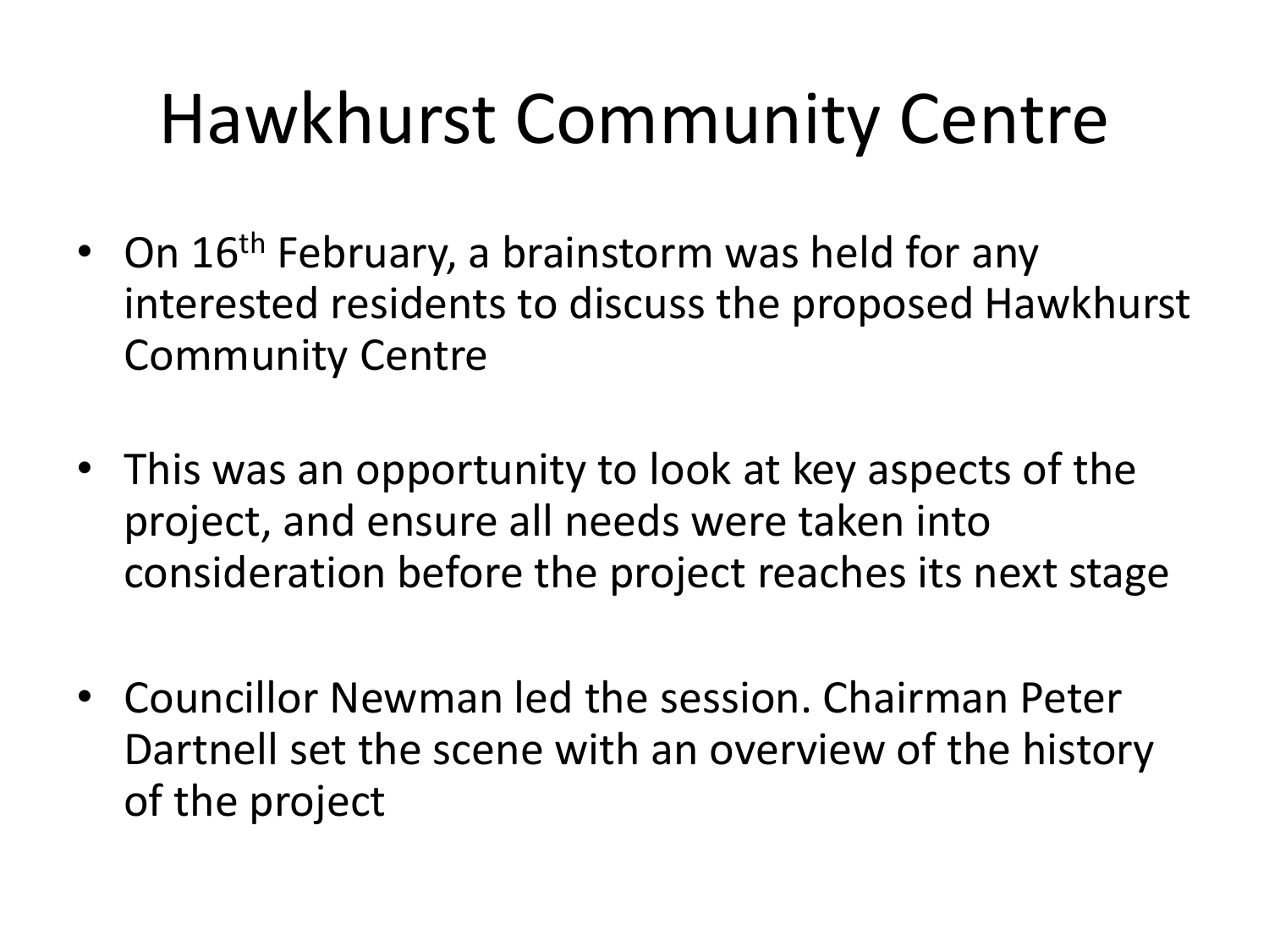# Hawkhurst Community Centre

- On 16th February, a brainstorm was held for any interested residents to discuss the proposed Hawkhurst Community Centre
- This was an opportunity to look at key aspects of the project, and ensure all needs were taken into consideration before the project reaches its next stage
- Councillor Newman led the session. Chairman Peter Dartnell set the scene with an overview of the history of the project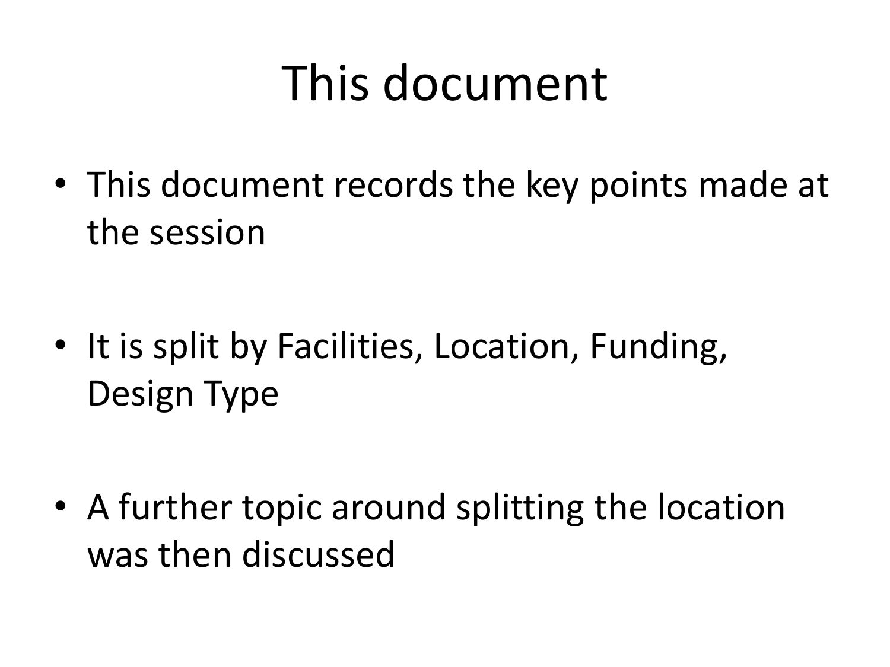# This document

- This document records the key points made at the session
- It is split by Facilities, Location, Funding, Design Type
- A further topic around splitting the location was then discussed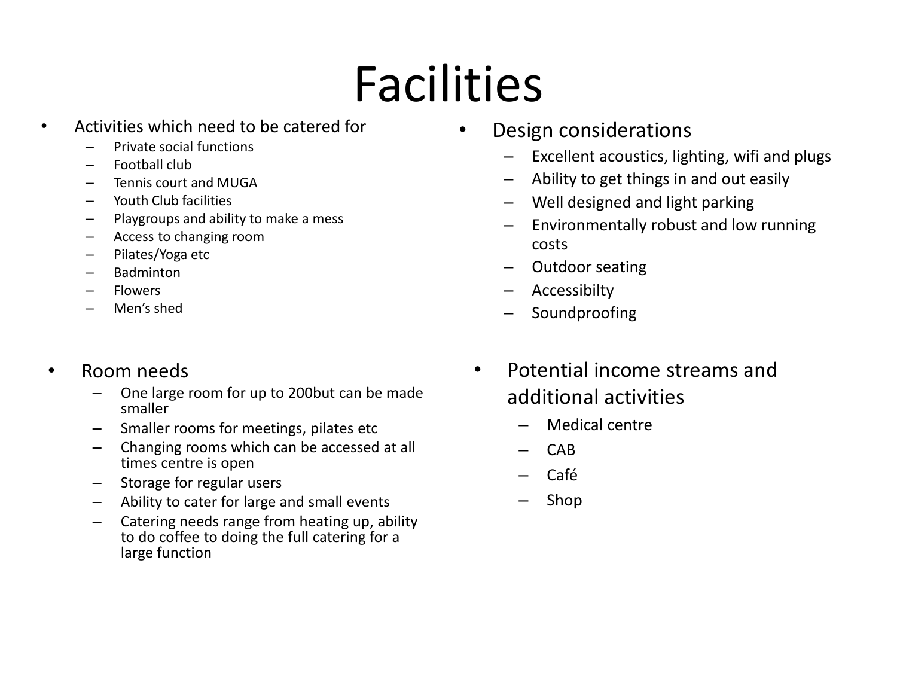# Facilities

- Activities which need to be catered for
  - Private social functions
  - Football club
  - Tennis court and MUGA
  - Youth Club facilities
  - Playgroups and ability to make a mess
  - Access to changing room
  - Pilates/Yoga etc
  - Badminton
  - Flowers
  - Men's shed

- Room needs
  - One large room for up to 200but can be made smaller
  - Smaller rooms for meetings, pilates etc
  - Changing rooms which can be accessed at all times centre is open
  - Storage for regular users
  - Ability to cater for large and small events
  - Catering needs range from heating up, ability to do coffee to doing the full catering for a large function

- Design considerations
  - Excellent acoustics, lighting, wifi and plugs
  - Ability to get things in and out easily
  - Well designed and light parking
  - Environmentally robust and low running costs
  - Outdoor seating
  - Accessibilty
  - Soundproofing

- Potential income streams and additional activities
  - Medical centre
  - CAB
  - Café
  - Shop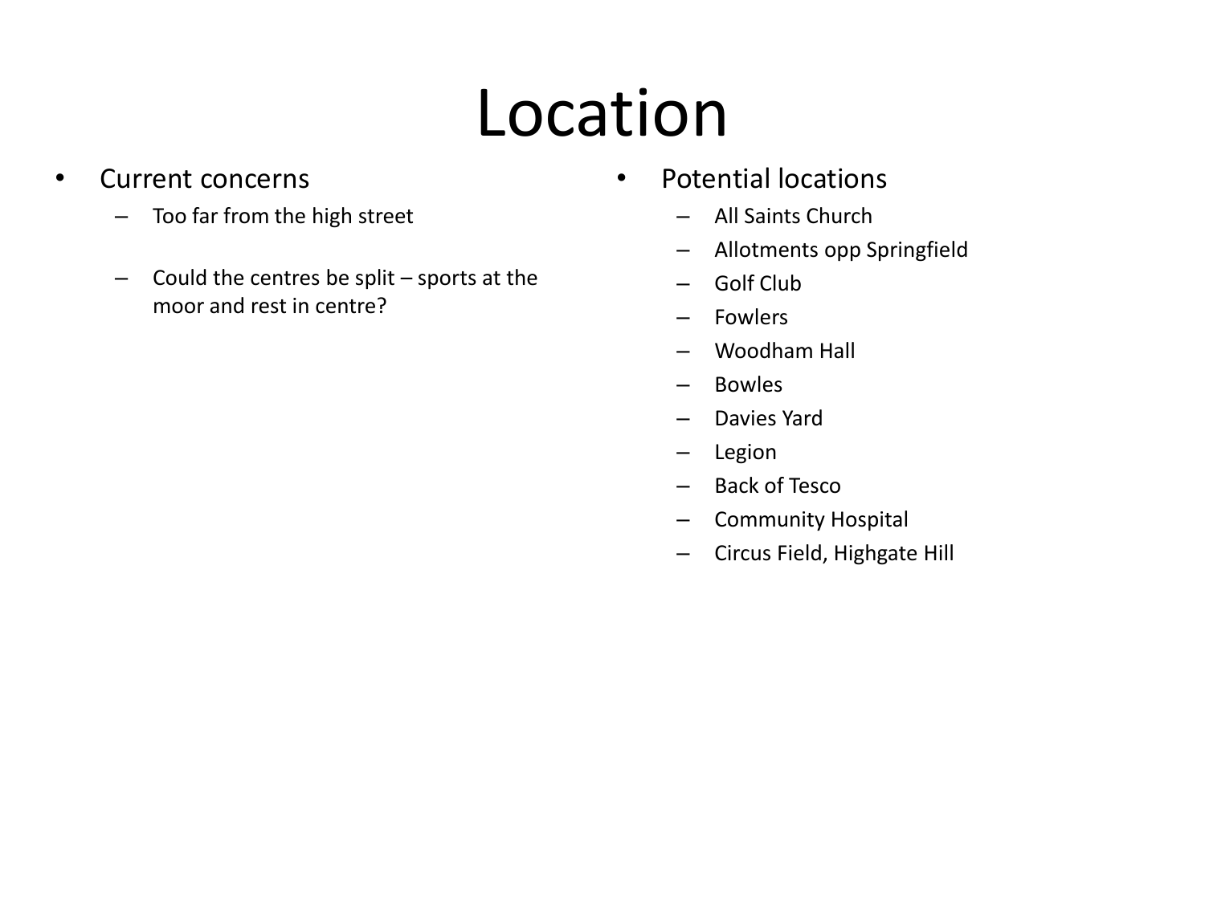# Location

- Current concerns
  - Too far from the high street
  - Could the centres be split – sports at the moor and rest in centre?

- Potential locations
  - All Saints Church
  - Allotments opp Springfield
  - Golf Club
  - Fowlers
  - Woodham Hall
  - Bowles
  - Davies Yard
  - Legion
  - Back of Tesco
  - Community Hospital
  - Circus Field, Highgate Hill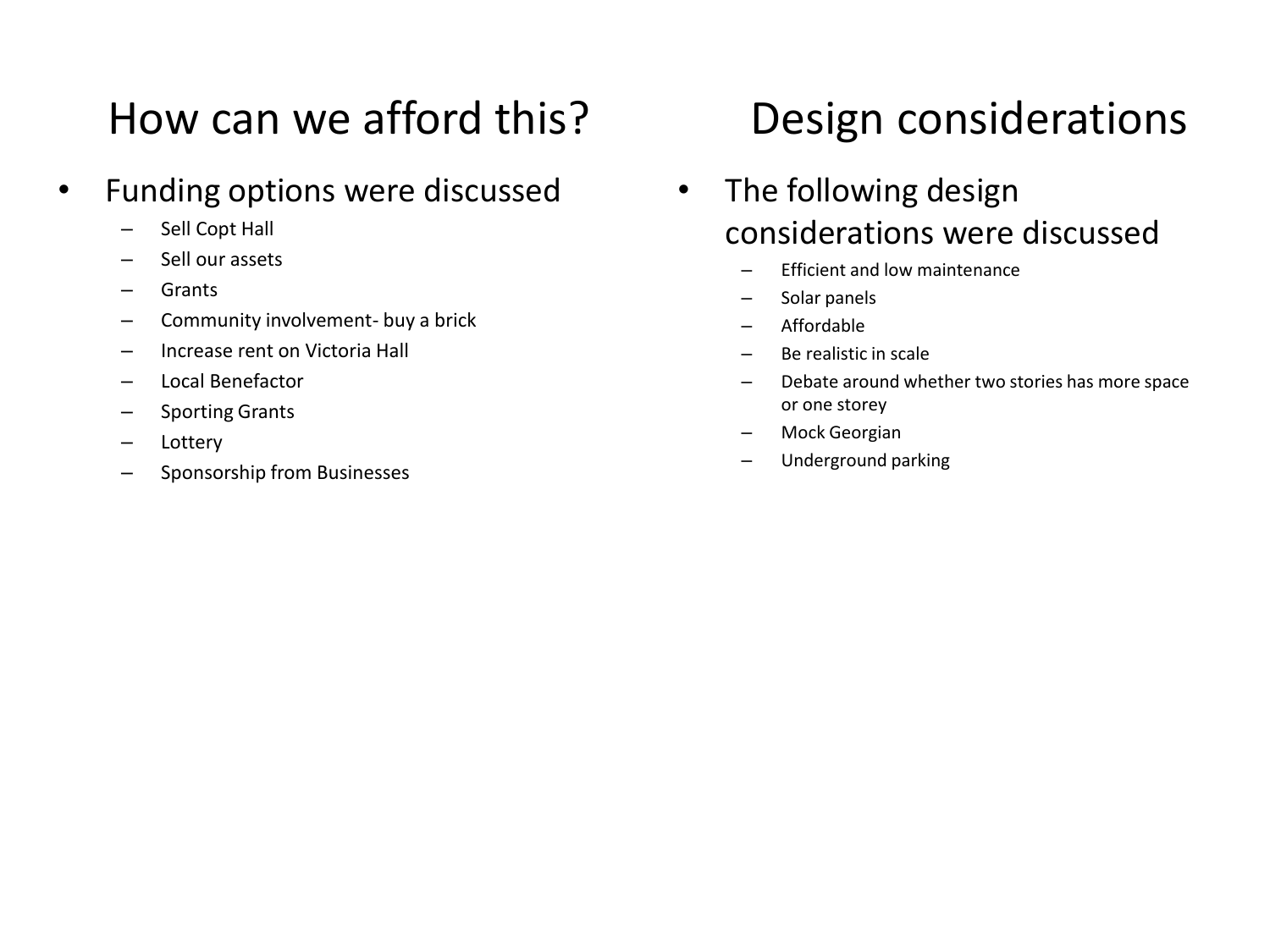# How can we afford this?

- Funding options were discussed
  - Sell Copt Hall
  - Sell our assets
  - Grants
  - Community involvement- buy a brick
  - Increase rent on Victoria Hall
  - Local Benefactor
  - Sporting Grants
  - Lottery
  - Sponsorship from Businesses

# Design considerations

- The following design considerations were discussed
  - Efficient and low maintenance
  - Solar panels
  - Affordable
  - Be realistic in scale
  - Debate around whether two stories has more space or one storey
  - Mock Georgian
  - Underground parking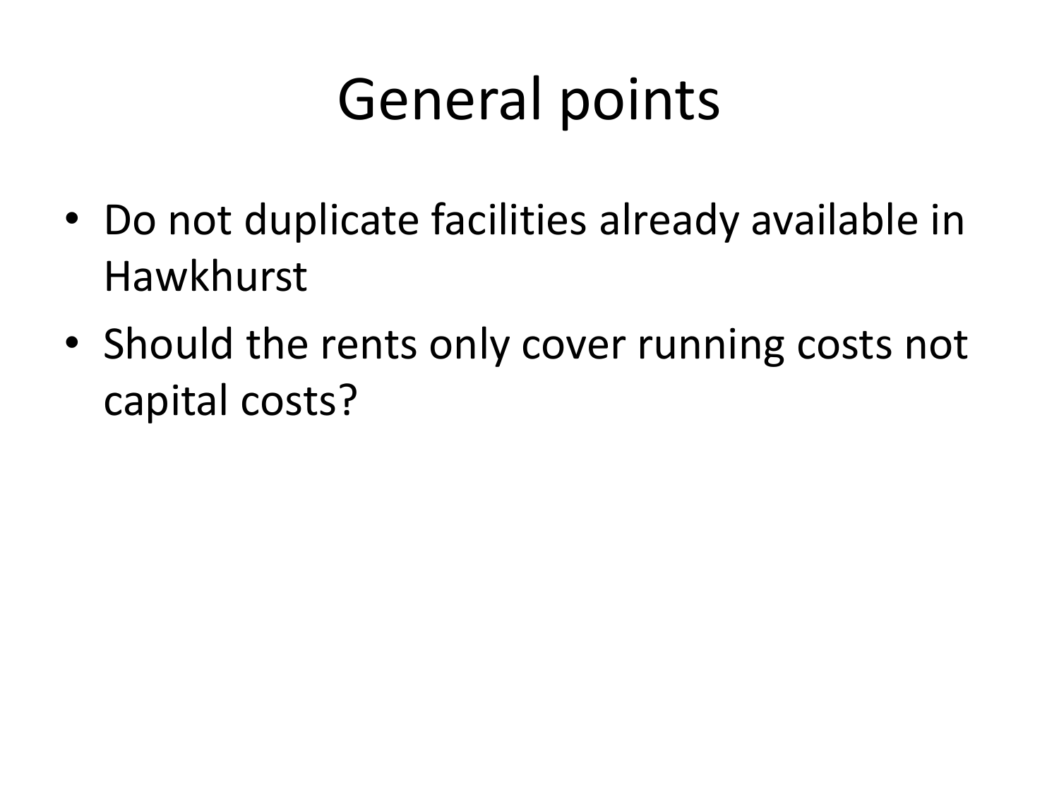# General points

- Do not duplicate facilities already available in Hawkhurst
- Should the rents only cover running costs not capital costs?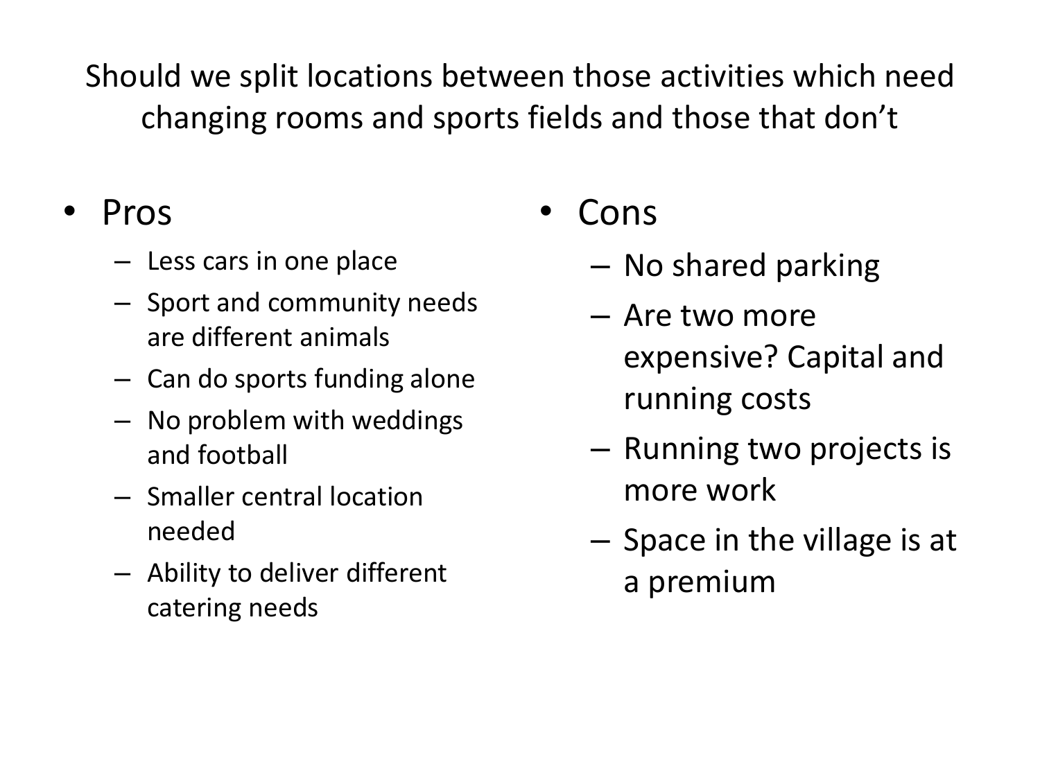## Should we split locations between those activities which need changing rooms and sports fields and those that don't

- Pros
  - Less cars in one place
  - Sport and community needs are different animals
  - Can do sports funding alone
  - No problem with weddings and football
  - Smaller central location needed
  - Ability to deliver different catering needs
- Cons
  - No shared parking
  - Are two more expensive? Capital and running costs
  - Running two projects is more work
  - Space in the village is at a premium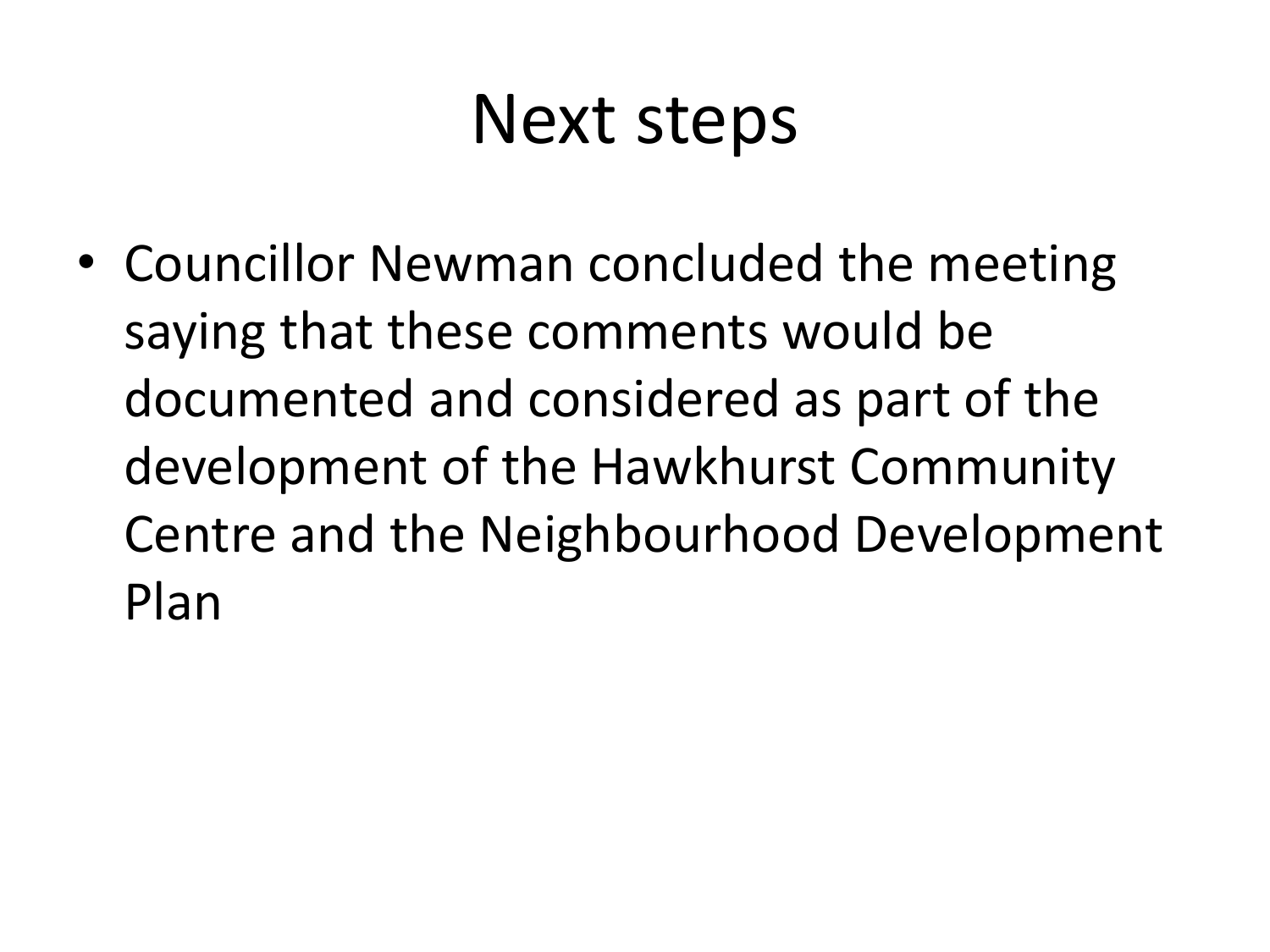# Next steps

- Councillor Newman concluded the meeting saying that these comments would be documented and considered as part of the development of the Hawkhurst Community Centre and the Neighbourhood Development Plan